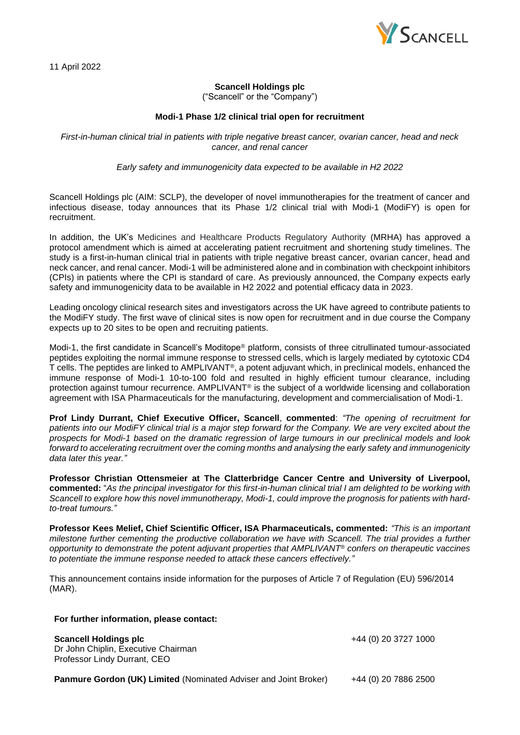11 April 2022

**Scancell Holdings plc**
("Scancell" or the "Company")

**Modi-1 Phase 1/2 clinical trial open for recruitment**

*First-in-human clinical trial in patients with triple negative breast cancer, ovarian cancer, head and neck cancer, and renal cancer*

*Early safety and immunogenicity data expected to be available in H2 2022*

Scancell Holdings plc (AIM: SCLP), the developer of novel immunotherapies for the treatment of cancer and infectious disease, today announces that its Phase 1/2 clinical trial with Modi-1 (ModiFY) is open for recruitment.

In addition, the UK's Medicines and Healthcare Products Regulatory Authority (MRHA) has approved a protocol amendment which is aimed at accelerating patient recruitment and shortening study timelines. The study is a first-in-human clinical trial in patients with triple negative breast cancer, ovarian cancer, head and neck cancer, and renal cancer. Modi-1 will be administered alone and in combination with checkpoint inhibitors (CPIs) in patients where the CPI is standard of care. As previously announced, the Company expects early safety and immunogenicity data to be available in H2 2022 and potential efficacy data in 2023.

Leading oncology clinical research sites and investigators across the UK have agreed to contribute patients to the ModiFY study. The first wave of clinical sites is now open for recruitment and in due course the Company expects up to 20 sites to be open and recruiting patients.

Modi-1, the first candidate in Scancell's Moditope® platform, consists of three citrullinated tumour-associated peptides exploiting the normal immune response to stressed cells, which is largely mediated by cytotoxic CD4 T cells. The peptides are linked to AMPLIVANT®, a potent adjuvant which, in preclinical models, enhanced the immune response of Modi-1 10-to-100 fold and resulted in highly efficient tumour clearance, including protection against tumour recurrence. AMPLIVANT® is the subject of a worldwide licensing and collaboration agreement with ISA Pharmaceuticals for the manufacturing, development and commercialisation of Modi-1.

**Prof Lindy Durrant, Chief Executive Officer, Scancell**, **commented**: *"The opening of recruitment for patients into our ModiFY clinical trial is a major step forward for the Company. We are very excited about the prospects for Modi-1 based on the dramatic regression of large tumours in our preclinical models and look forward to accelerating recruitment over the coming months and analysing the early safety and immunogenicity data later this year."*

**Professor Christian Ottensmeier at The Clatterbridge Cancer Centre and University of Liverpool, commented:** "*As the principal investigator for this first-in-human clinical trial I am delighted to be working with Scancell to explore how this novel immunotherapy, Modi-1, could improve the prognosis for patients with hard-to-treat tumours."*

**Professor Kees Melief, Chief Scientific Officer, ISA Pharmaceuticals, commented:** *"This is an important milestone further cementing the productive collaboration we have with Scancell. The trial provides a further opportunity to demonstrate the potent adjuvant properties that AMPLIVANT® confers on therapeutic vaccines to potentiate the immune response needed to attack these cancers effectively."*

This announcement contains inside information for the purposes of Article 7 of Regulation (EU) 596/2014 (MAR).

**For further information, please contact:**

| | |
|---|---|
| **Scancell Holdings plc**<br>Dr John Chiplin, Executive Chairman<br>Professor Lindy Durrant, CEO | +44 (0) 20 3727 1000 |
| **Panmure Gordon (UK) Limited** (Nominated Adviser and Joint Broker) | +44 (0) 20 7886 2500 |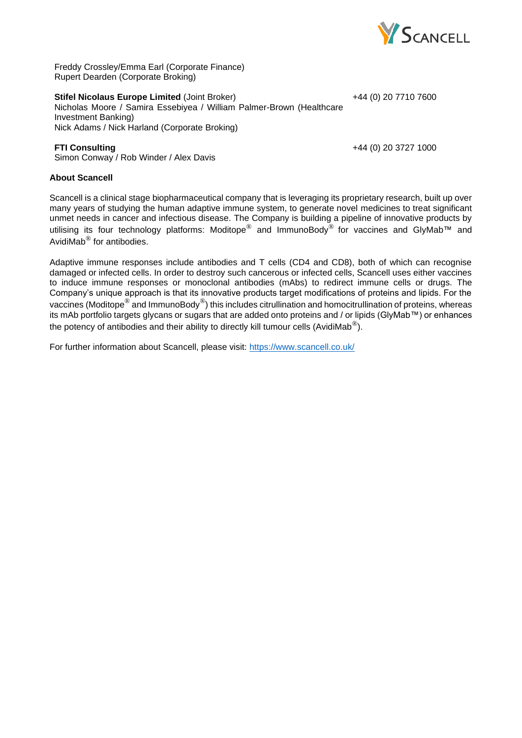Freddy Crossley/Emma Earl (Corporate Finance)
Rupert Dearden (Corporate Broking)

**Stifel Nicolaus Europe Limited** (Joint Broker) +44 (0) 20 7710 7600
Nicholas Moore / Samira Essebiyea / William Palmer-Brown (Healthcare Investment Banking)
Nick Adams / Nick Harland (Corporate Broking)

**FTI Consulting** +44 (0) 20 3727 1000
Simon Conway / Rob Winder / Alex Davis

**About Scancell**

Scancell is a clinical stage biopharmaceutical company that is leveraging its proprietary research, built up over many years of studying the human adaptive immune system, to generate novel medicines to treat significant unmet needs in cancer and infectious disease. The Company is building a pipeline of innovative products by utilising its four technology platforms: Moditope® and ImmunoBody® for vaccines and GlyMab™ and AvidiMab® for antibodies.

Adaptive immune responses include antibodies and T cells (CD4 and CD8), both of which can recognise damaged or infected cells. In order to destroy such cancerous or infected cells, Scancell uses either vaccines to induce immune responses or monoclonal antibodies (mAbs) to redirect immune cells or drugs. The Company's unique approach is that its innovative products target modifications of proteins and lipids. For the vaccines (Moditope® and ImmunoBody®) this includes citrullination and homocitrullination of proteins, whereas its mAb portfolio targets glycans or sugars that are added onto proteins and / or lipids (GlyMab™) or enhances the potency of antibodies and their ability to directly kill tumour cells (AvidiMab®).

For further information about Scancell, please visit: https://www.scancell.co.uk/